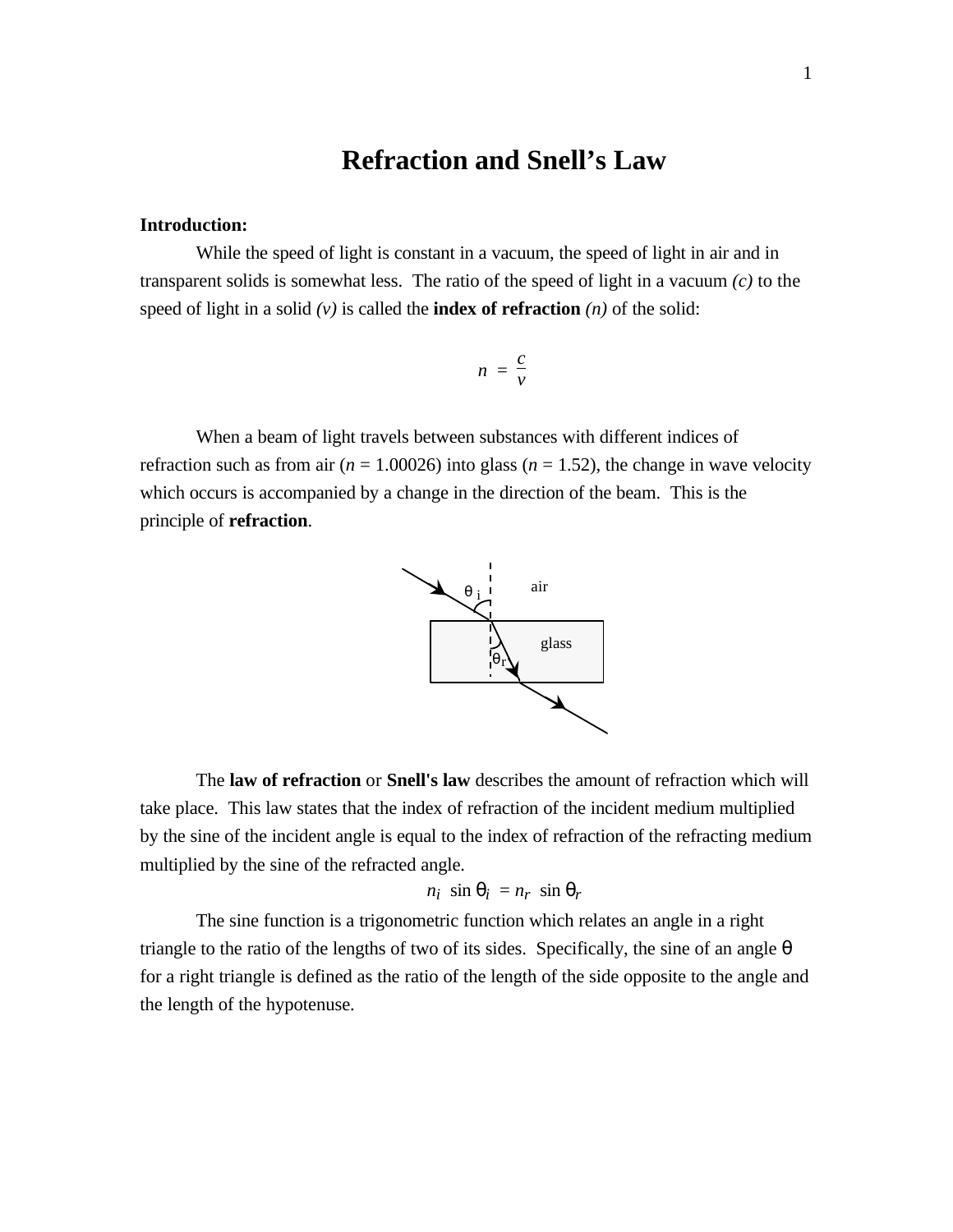# Refraction and Snell's Law

**Introduction:**

While the speed of light is constant in a vacuum, the speed of light in air and in transparent solids is somewhat less. The ratio of the speed of light in a vacuum *(c)* to the speed of light in a solid *(v)* is called the **index of refraction** *(n)* of the solid:

$$n = \frac{c}{v}$$

When a beam of light travels between substances with different indices of refraction such as from air ($n = 1.00026$) into glass ($n = 1.52$), the change in wave velocity which occurs is accompanied by a change in the direction of the beam. This is the principle of **refraction**.

The **law of refraction** or **Snell's law** describes the amount of refraction which will take place. This law states that the index of refraction of the incident medium multiplied by the sine of the incident angle is equal to the index of refraction of the refracting medium multiplied by the sine of the refracted angle.

$$n_i \sin \theta_i = n_r \sin \theta_r$$

The sine function is a trigonometric function which relates an angle in a right triangle to the ratio of the lengths of two of its sides. Specifically, the sine of an angle $\theta$ for a right triangle is defined as the ratio of the length of the side opposite to the angle and the length of the hypotenuse.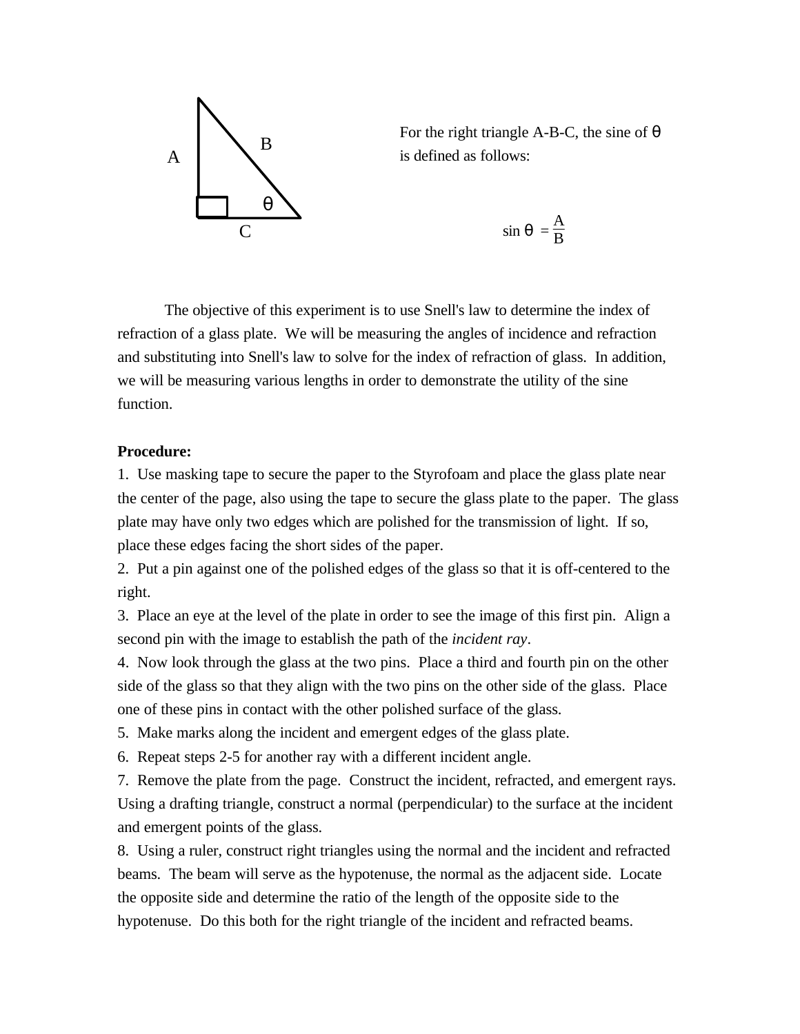A

B

θ

C

For the right triangle A-B-C, the sine of θ is defined as follows:

$$\sin\theta = \frac{A}{B}$$

The objective of this experiment is to use Snell's law to determine the index of refraction of a glass plate. We will be measuring the angles of incidence and refraction and substituting into Snell's law to solve for the index of refraction of glass. In addition, we will be measuring various lengths in order to demonstrate the utility of the sine function.

**Procedure:**

1. Use masking tape to secure the paper to the Styrofoam and place the glass plate near the center of the page, also using the tape to secure the glass plate to the paper. The glass plate may have only two edges which are polished for the transmission of light. If so, place these edges facing the short sides of the paper.
2. Put a pin against one of the polished edges of the glass so that it is off-centered to the right.
3. Place an eye at the level of the plate in order to see the image of this first pin. Align a second pin with the image to establish the path of the *incident ray*.
4. Now look through the glass at the two pins. Place a third and fourth pin on the other side of the glass so that they align with the two pins on the other side of the glass. Place one of these pins in contact with the other polished surface of the glass.
5. Make marks along the incident and emergent edges of the glass plate.
6. Repeat steps 2-5 for another ray with a different incident angle.
7. Remove the plate from the page. Construct the incident, refracted, and emergent rays. Using a drafting triangle, construct a normal (perpendicular) to the surface at the incident and emergent points of the glass.
8. Using a ruler, construct right triangles using the normal and the incident and refracted beams. The beam will serve as the hypotenuse, the normal as the adjacent side. Locate the opposite side and determine the ratio of the length of the opposite side to the hypotenuse. Do this both for the right triangle of the incident and refracted beams.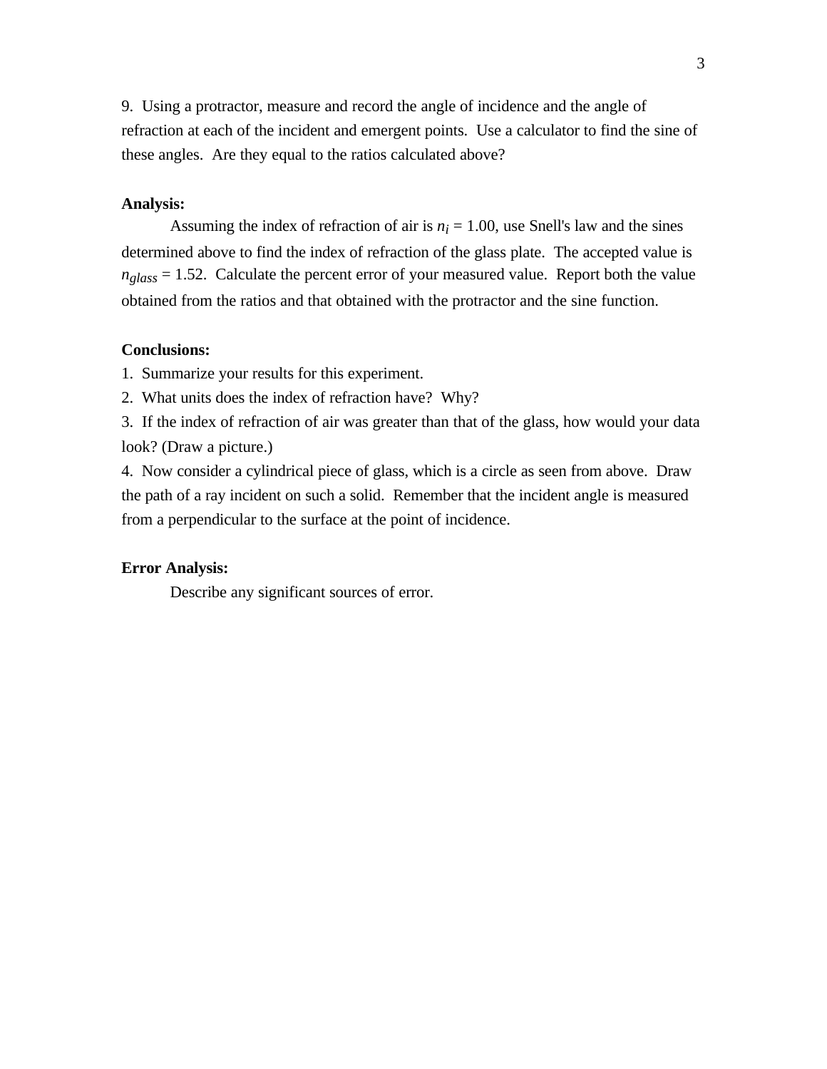9. Using a protractor, measure and record the angle of incidence and the angle of refraction at each of the incident and emergent points. Use a calculator to find the sine of these angles. Are they equal to the ratios calculated above?

**Analysis:**

Assuming the index of refraction of air is $n_i = 1.00$, use Snell's law and the sines determined above to find the index of refraction of the glass plate. The accepted value is $n_{glass} = 1.52$. Calculate the percent error of your measured value. Report both the value obtained from the ratios and that obtained with the protractor and the sine function.

**Conclusions:**

1. Summarize your results for this experiment.
2. What units does the index of refraction have? Why?
3. If the index of refraction of air was greater than that of the glass, how would your data look? (Draw a picture.)
4. Now consider a cylindrical piece of glass, which is a circle as seen from above. Draw the path of a ray incident on such a solid. Remember that the incident angle is measured from a perpendicular to the surface at the point of incidence.

**Error Analysis:**

Describe any significant sources of error.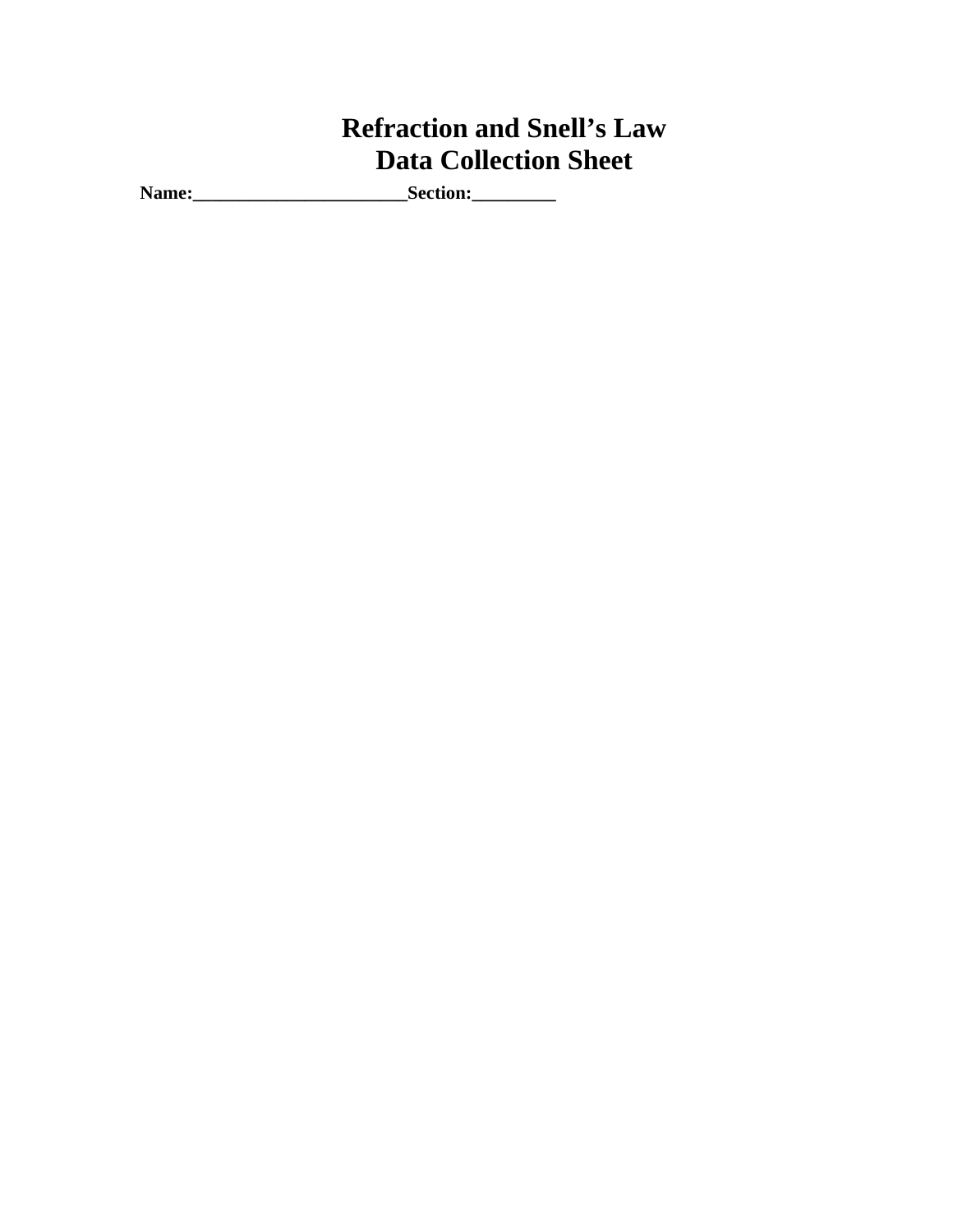# Refraction and Snell's Law
# Data Collection Sheet

**Name:______________________Section:_________**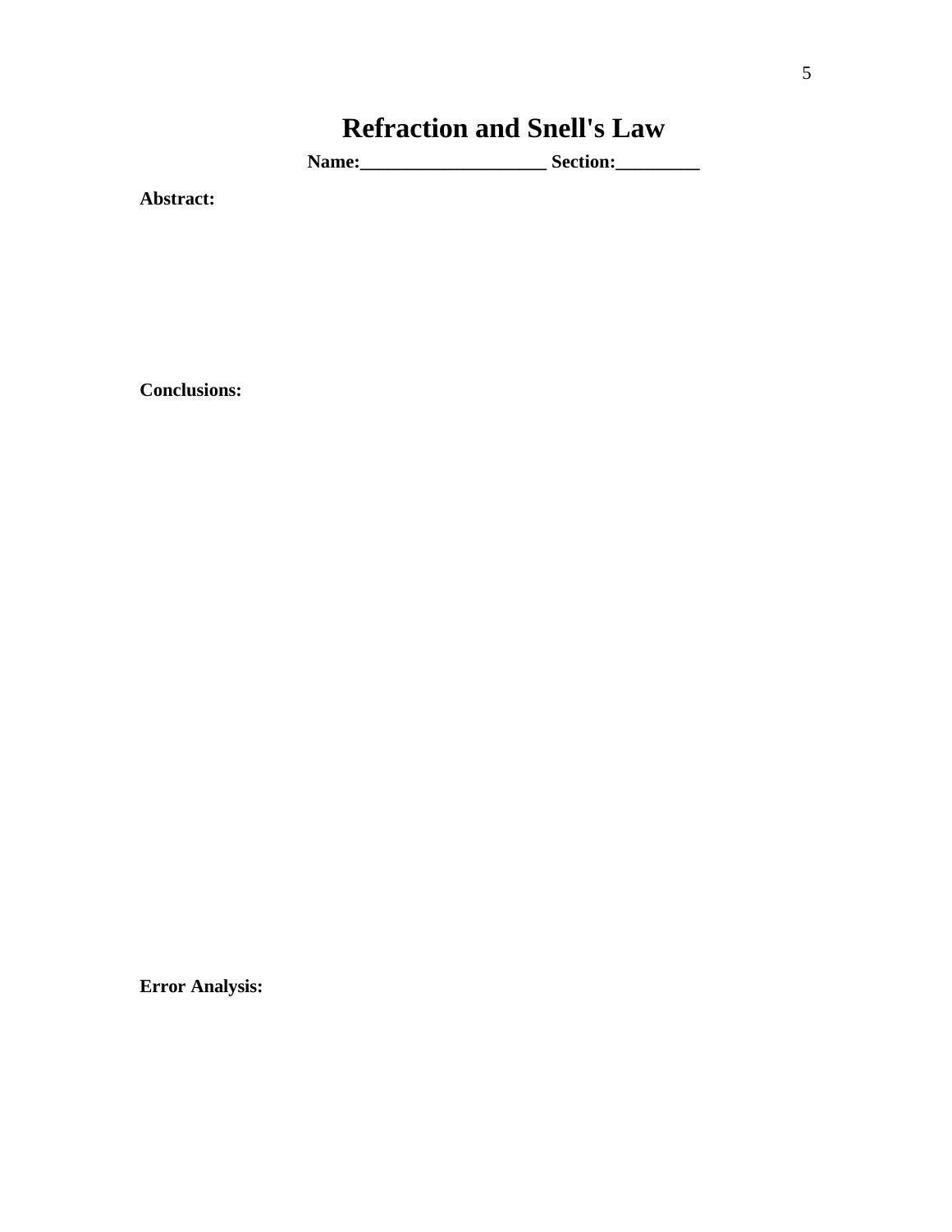# Refraction and Snell's Law

**Name:____________________ Section:_________**

**Abstract:**

**Conclusions:**

**Error Analysis:**